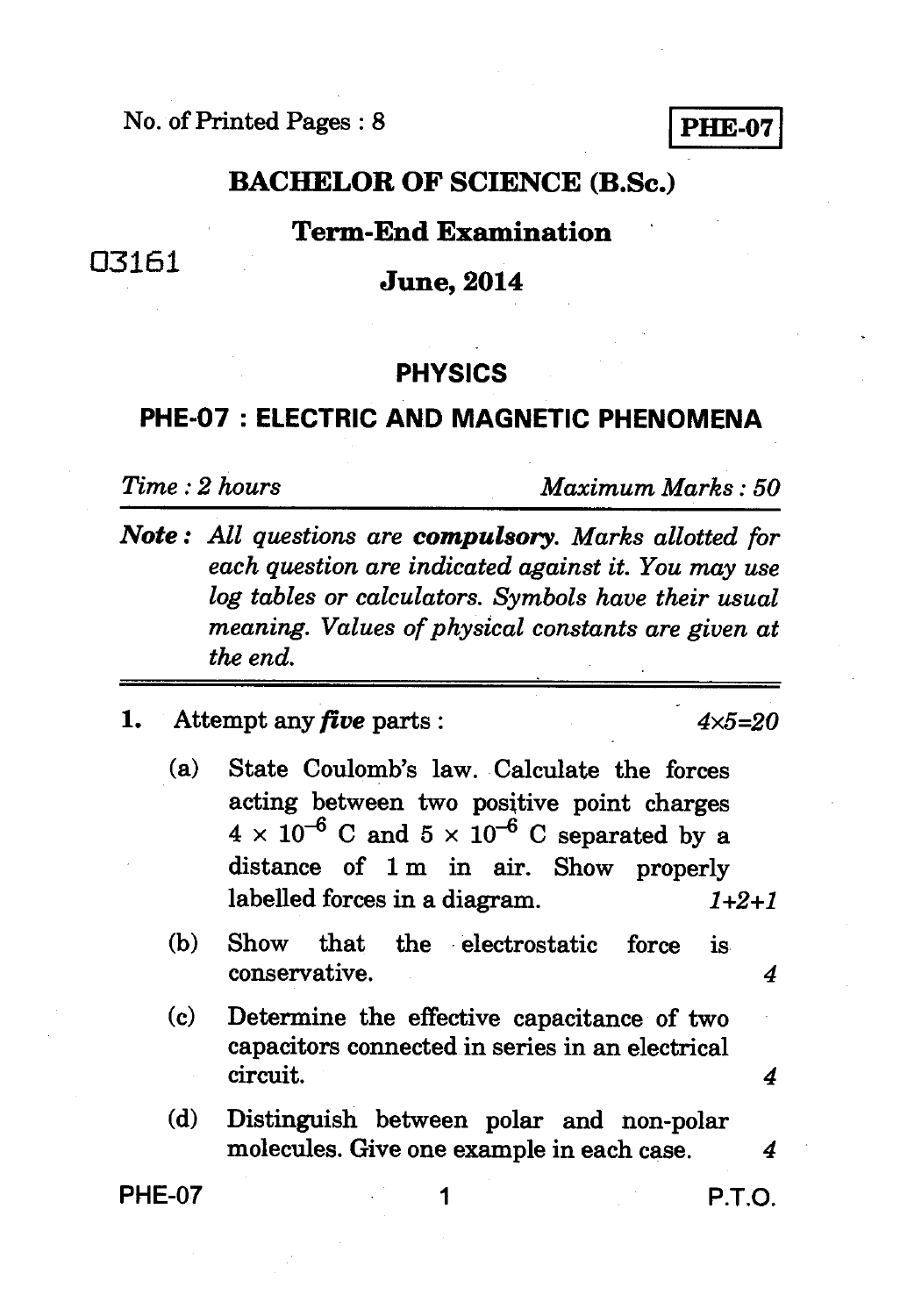No. of Printed Pages : 8

**PHE-07**

# BACHELOR OF SCIENCE (B.Sc.)

## Term-End Examination

03161

## June, 2014

## PHYSICS

## PHE-07 : ELECTRIC AND MAGNETIC PHENOMENA

*Time : 2 hours* *Maximum Marks : 50*

***Note :*** *All questions are* ***compulsory****. Marks allotted for each question are indicated against it. You may use log tables or calculators. Symbols have their usual meaning. Values of physical constants are given at the end.*

---

**1.** Attempt any ***five*** parts : *4×5=20*

(a) State Coulomb's law. Calculate the forces acting between two positive point charges $4 \times 10^{-6}$ C and $5 \times 10^{-6}$ C separated by a distance of 1 m in air. Show properly labelled forces in a diagram. *1+2+1*

(b) Show that the electrostatic force is conservative. *4*

(c) Determine the effective capacitance of two capacitors connected in series in an electrical circuit. *4*

(d) Distinguish between polar and non-polar molecules. Give one example in each case. *4*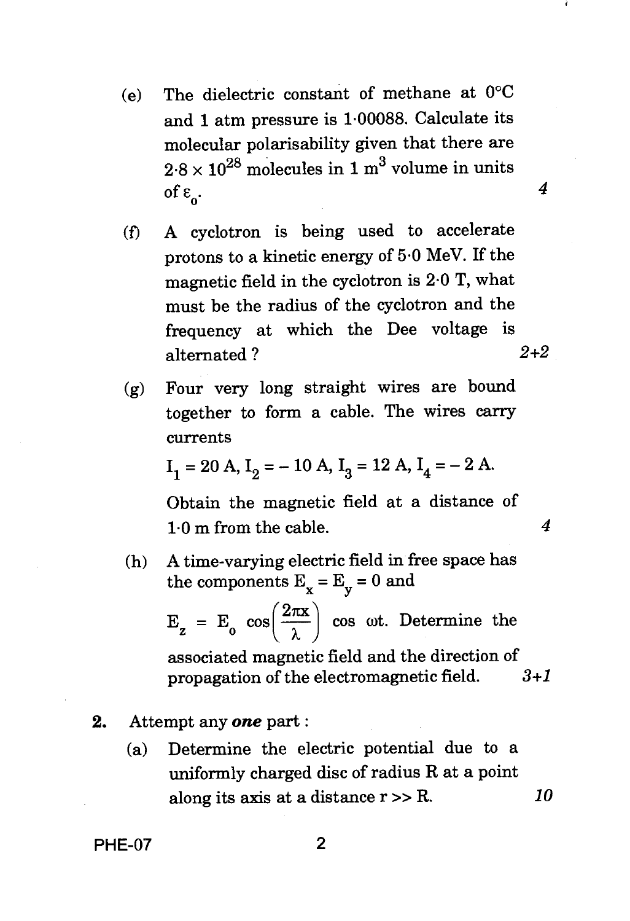(e) The dielectric constant of methane at 0°C and 1 atm pressure is 1·00088. Calculate its molecular polarisability given that there are $2 \cdot 8 \times 10^{28}$ molecules in 1 $m^3$ volume in units of $\varepsilon_0$. *4*

(f) A cyclotron is being used to accelerate protons to a kinetic energy of 5·0 MeV. If the magnetic field in the cyclotron is 2·0 T, what must be the radius of the cyclotron and the frequency at which the Dee voltage is alternated ? *2+2*

(g) Four very long straight wires are bound together to form a cable. The wires carry currents

$I_1 = 20$ A, $I_2 = -10$ A, $I_3 = 12$ A, $I_4 = -2$ A.

Obtain the magnetic field at a distance of 1·0 m from the cable. *4*

(h) A time-varying electric field in free space has the components $E_x = E_y = 0$ and

$E_z = E_0 \cos\left(\frac{2\pi x}{\lambda}\right) \cos \omega t$. Determine the associated magnetic field and the direction of propagation of the electromagnetic field. *3+1*

**2.** Attempt any ***one*** part :

(a) Determine the electric potential due to a uniformly charged disc of radius R at a point along its axis at a distance r >> R. *10*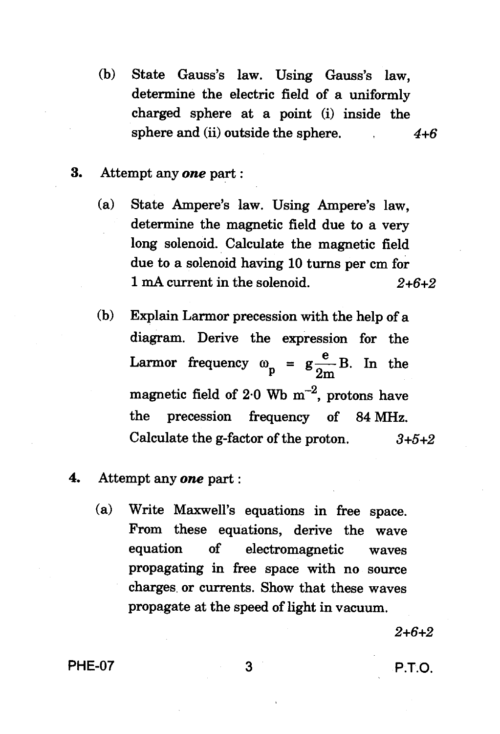(b) State Gauss's law. Using Gauss's law, determine the electric field of a uniformly charged sphere at a point (i) inside the sphere and (ii) outside the sphere. *4+6*

**3.** Attempt any ***one*** part :

(a) State Ampere's law. Using Ampere's law, determine the magnetic field due to a very long solenoid. Calculate the magnetic field due to a solenoid having 10 turns per cm for 1 mA current in the solenoid. *2+6+2*

(b) Explain Larmor precession with the help of a diagram. Derive the expression for the Larmor frequency $\omega_p = g\frac{e}{2m}B$. In the magnetic field of 2·0 Wb $m^{-2}$, protons have the precession frequency of 84 MHz. Calculate the g-factor of the proton. *3+5+2*

**4.** Attempt any ***one*** part :

(a) Write Maxwell's equations in free space. From these equations, derive the wave equation of electromagnetic waves propagating in free space with no source charges or currents. Show that these waves propagate at the speed of light in vacuum.

*2+6+2*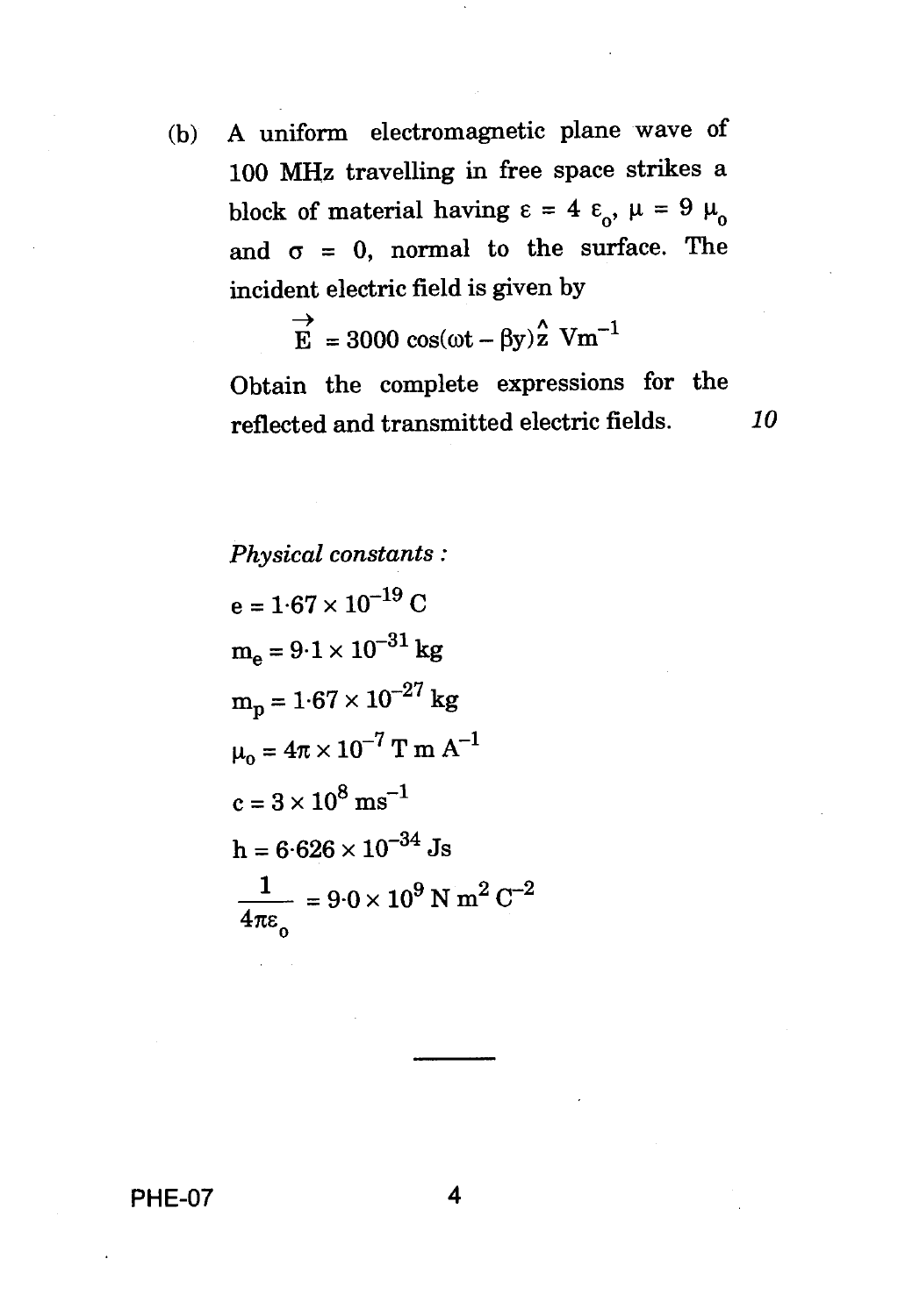(b) A uniform electromagnetic plane wave of 100 MHz travelling in free space strikes a block of material having $\varepsilon = 4\ \varepsilon_o$, $\mu = 9\ \mu_o$ and $\sigma = 0$, normal to the surface. The incident electric field is given by

$$\vec{E} = 3000 \cos(\omega t - \beta y)\hat{z}\ \text{Vm}^{-1}$$

Obtain the complete expressions for the reflected and transmitted electric fields. *10*

*Physical constants :*

$e = 1{\cdot}67 \times 10^{-19}$ C

$m_e = 9{\cdot}1 \times 10^{-31}$ kg

$m_p = 1{\cdot}67 \times 10^{-27}$ kg

$\mu_o = 4\pi \times 10^{-7}$ T m $A^{-1}$

$c = 3 \times 10^8$ $ms^{-1}$

$h = 6{\cdot}626 \times 10^{-34}$ Js

$\dfrac{1}{4\pi\varepsilon_o} = 9{\cdot}0 \times 10^9$ N $m^2$ $C^{-2}$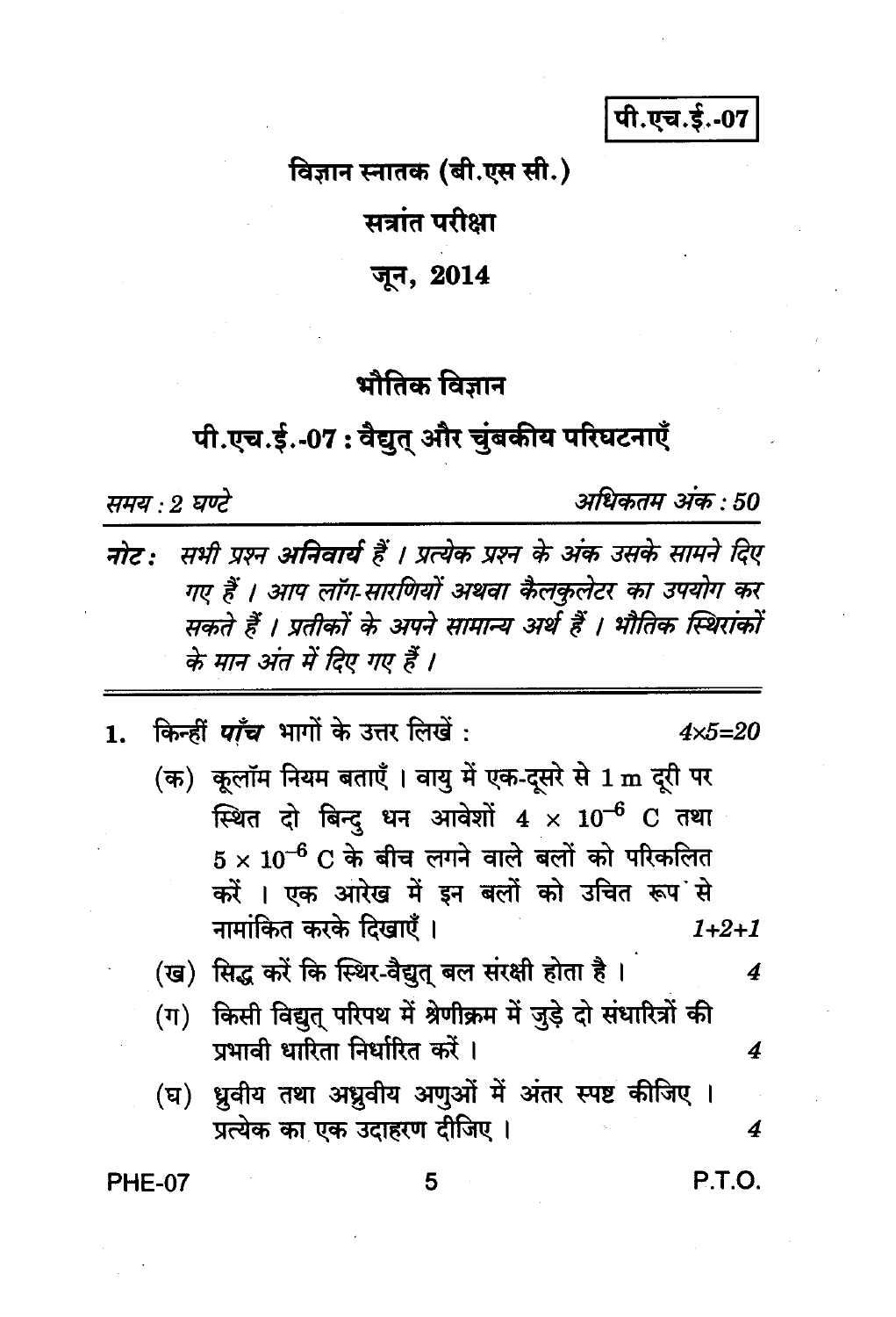पी.एच.ई.-07

विज्ञान स्नातक (बी.एस सी.)

सत्रांत परीक्षा

जून, 2014

# भौतिक विज्ञान

## पी.एच.ई.-07 : वैद्युत् और चुंबकीय परिघटनाएँ

*समय : 2 घण्टे* *अधिकतम अंक : 50*

*नोट : सभी प्रश्न **अनिवार्य** हैं । प्रत्येक प्रश्न के अंक उसके सामने दिए गए हैं । आप लॉग-सारणियों अथवा कैलकुलेटर का उपयोग कर सकते हैं । प्रतीकों के अपने सामान्य अर्थ हैं । भौतिक स्थिरांकों के मान अंत में दिए गए हैं ।*

---

1. किन्हीं ***पाँच*** भागों के उत्तर लिखें : *4×5=20*

   (क) कूलॉम नियम बताएँ । वायु में एक-दूसरे से 1 m दूरी पर स्थित दो बिन्दु धन आवेशों $4 \times 10^{-6}$ C तथा $5 \times 10^{-6}$ C के बीच लगने वाले बलों को परिकलित करें । एक आरेख में इन बलों को उचित रूप से नामांकित करके दिखाएँ । *1+2+1*

   (ख) सिद्ध करें कि स्थिर-वैद्युत् बल संरक्षी होता है । *4*

   (ग) किसी विद्युत् परिपथ में श्रेणीक्रम में जुड़े दो संधारित्रों की प्रभावी धारिता निर्धारित करें । *4*

   (घ) ध्रुवीय तथा अध्रुवीय अणुओं में अंतर स्पष्ट कीजिए । प्रत्येक का एक उदाहरण दीजिए । *4*

P.T.O.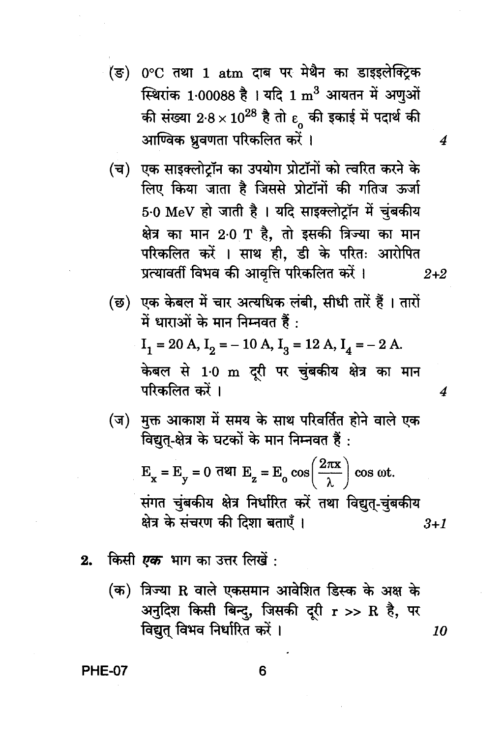(ङ) 0°C तथा 1 atm दाब पर मेथैन का डाइइलेक्ट्रिक स्थिरांक 1·00088 है । यदि 1 $m^3$ आयतन में अणुओं की संख्या $2{\cdot}8 \times 10^{28}$ है तो $\varepsilon_0$ की इकाई में पदार्थ की आण्विक ध्रुवणता परिकलित करें । 4

(च) एक साइक्लोट्रॉन का उपयोग प्रोटॉनों को त्वरित करने के लिए किया जाता है जिससे प्रोटॉनों की गतिज ऊर्जा 5·0 MeV हो जाती है । यदि साइक्लोट्रॉन में चुंबकीय क्षेत्र का मान 2·0 T है, तो इसकी त्रिज्या का मान परिकलित करें । साथ ही, डी के परितः आरोपित प्रत्यावर्ती विभव की आवृत्ति परिकलित करें । 2+2

(छ) एक केबल में चार अत्यधिक लंबी, सीधी तारें हैं । तारों में धाराओं के मान निम्नवत हैं :

$I_1 = 20$ A, $I_2 = -10$ A, $I_3 = 12$ A, $I_4 = -2$ A.

केबल से 1·0 m दूरी पर चुंबकीय क्षेत्र का मान परिकलित करें । 4

(ज) मुक्त आकाश में समय के साथ परिवर्तित होने वाले एक विद्युत्-क्षेत्र के घटकों के मान निम्नवत हैं :

$$E_x = E_y = 0 \text{ तथा } E_z = E_0 \cos\left(\frac{2\pi x}{\lambda}\right) \cos \omega t.$$

संगत चुंबकीय क्षेत्र निर्धारित करें तथा विद्युत्-चुंबकीय क्षेत्र के संचरण की दिशा बताएँ । 3+1

2. किसी ***एक*** भाग का उत्तर लिखें :

(क) त्रिज्या R वाले एकसमान आवेशित डिस्क के अक्ष के अनुदिश किसी बिन्दु, जिसकी दूरी $r >> R$ है, पर विद्युत् विभव निर्धारित करें । 10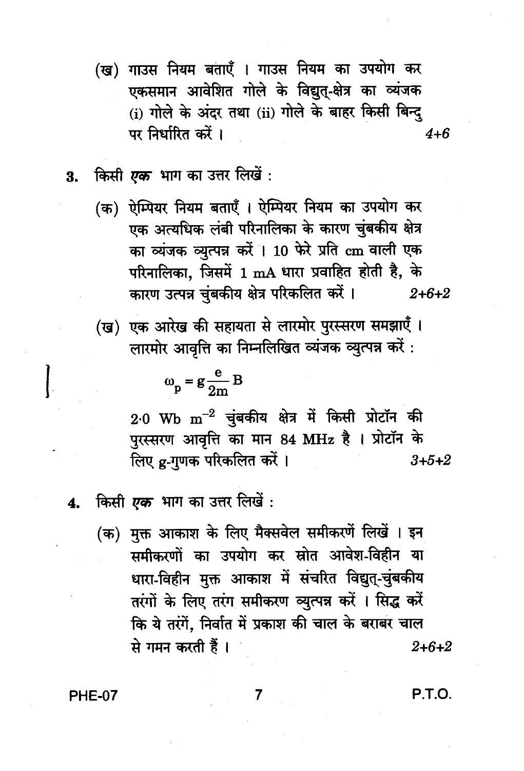(ख) गाउस नियम बताएँ । गाउस नियम का उपयोग कर एकसमान आवेशित गोले के विद्युत्-क्षेत्र का व्यंजक (i) गोले के अंदर तथा (ii) गोले के बाहर किसी बिन्दु पर निर्धारित करें । *4+6*

3. किसी *एक* भाग का उत्तर लिखें :

(क) ऐम्पियर नियम बताएँ । ऐम्पियर नियम का उपयोग कर एक अत्यधिक लंबी परिनालिका के कारण चुंबकीय क्षेत्र का व्यंजक व्युत्पन्न करें । 10 फेरे प्रति cm वाली एक परिनालिका, जिसमें 1 mA धारा प्रवाहित होती है, के कारण उत्पन्न चुंबकीय क्षेत्र परिकलित करें । *2+6+2*

(ख) एक आरेख की सहायता से लारमोर पुरस्सरण समझाएँ । लारमोर आवृत्ति का निम्नलिखित व्यंजक व्युत्पन्न करें :

$$\omega_p = g \frac{e}{2m} B$$

$2{\cdot}0 \text{ Wb m}^{-2}$ चुंबकीय क्षेत्र में किसी प्रोटॉन की पुरस्सरण आवृत्ति का मान 84 MHz है । प्रोटॉन के लिए g-गुणक परिकलित करें । *3+5+2*

4. किसी *एक* भाग का उत्तर लिखें :

(क) मुक्त आकाश के लिए मैक्सवेल समीकरणें लिखें । इन समीकरणों का उपयोग कर स्रोत आवेश-विहीन या धारा-विहीन मुक्त आकाश में संचरित विद्युत्-चुंबकीय तरंगों के लिए तरंग समीकरण व्युत्पन्न करें । सिद्ध करें कि ये तरंगें, निर्वात में प्रकाश की चाल के बराबर चाल से गमन करती हैं । *2+6+2*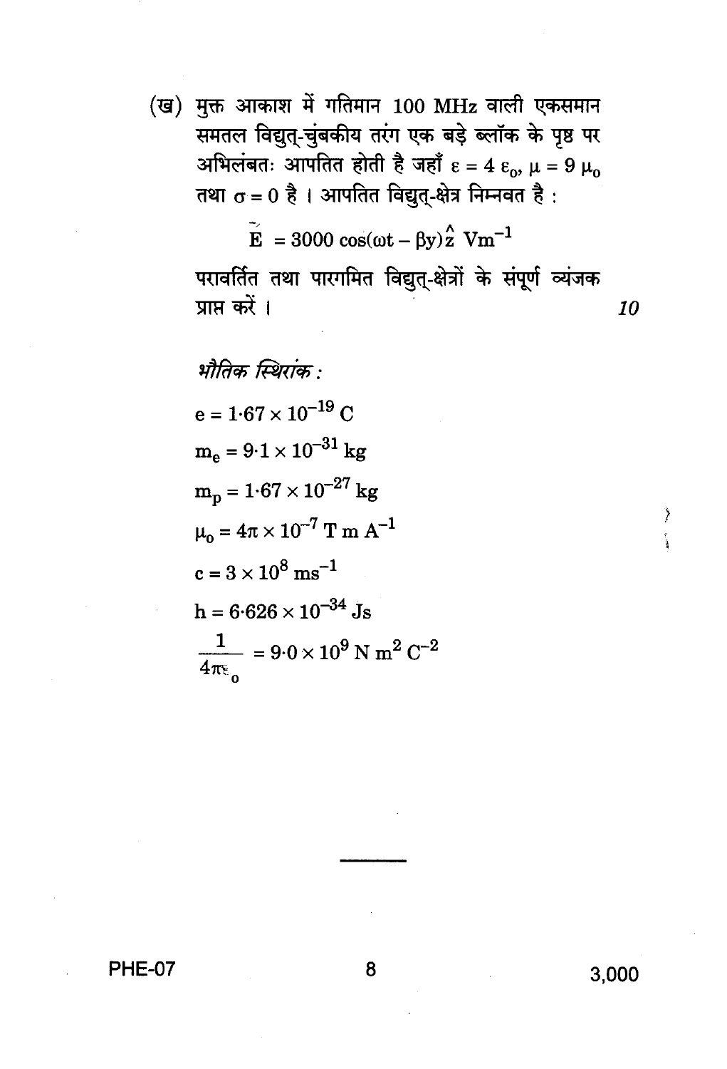(ख) मुक्त आकाश में गतिमान 100 MHz वाली एकसमान समतल विद्युत्-चुंबकीय तरंग एक बड़े ब्लॉक के पृष्ठ पर अभिलंबतः आपतित होती है जहाँ $\varepsilon = 4\,\varepsilon_o$, $\mu = 9\,\mu_o$ तथा $\sigma = 0$ है । आपतित विद्युत्-क्षेत्र निम्नवत है :

$$\vec{E} = 3000 \cos(\omega t - \beta y)\,\hat{z}\ \text{Vm}^{-1}$$

परावर्तित तथा पारगमित विद्युत्-क्षेत्रों के संपूर्ण व्यंजक प्राप्त करें । *10*

*भौतिक स्थिरांक :*

$e = 1{\cdot}67 \times 10^{-19}$ C

$m_e = 9{\cdot}1 \times 10^{-31}$ kg

$m_p = 1{\cdot}67 \times 10^{-27}$ kg

$\mu_o = 4\pi \times 10^{-7}$ T m A$^{-1}$

$c = 3 \times 10^{8}$ ms$^{-1}$

$h = 6{\cdot}626 \times 10^{-34}$ Js

$\dfrac{1}{4\pi\varepsilon_o} = 9{\cdot}0 \times 10^{9}$ N m$^2$ C$^{-2}$